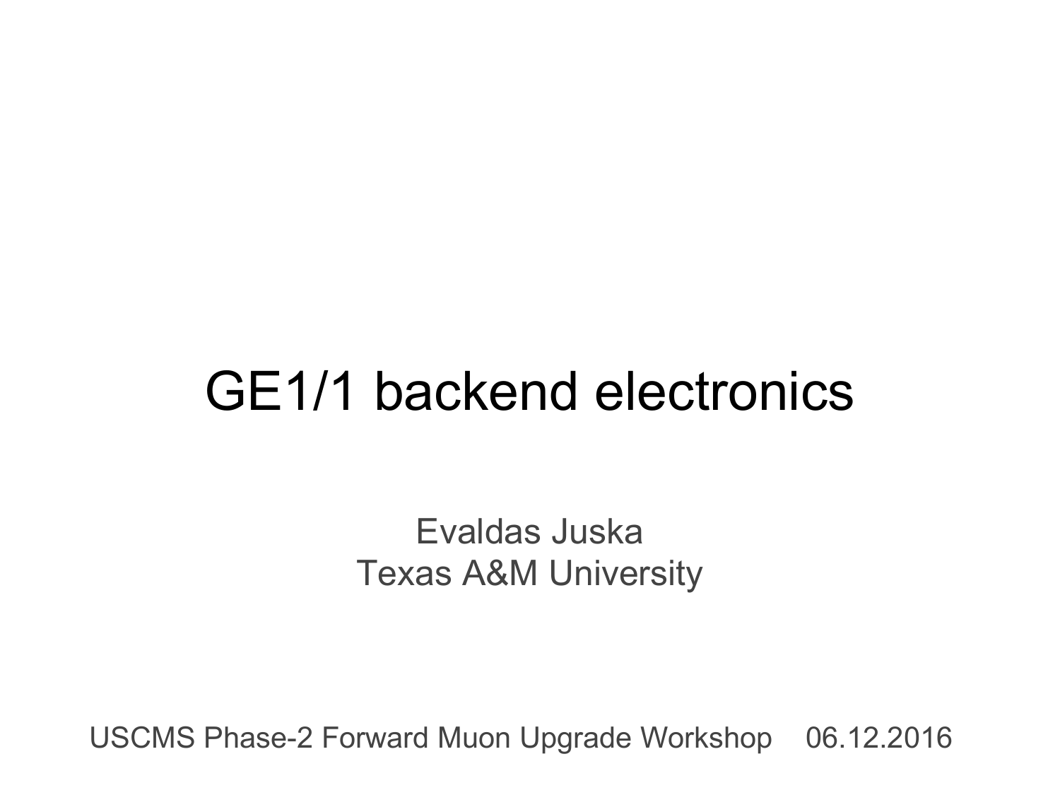# GE1/1 backend electronics

Evaldas Juska
Texas A&M University

USCMS Phase-2 Forward Muon Upgrade Workshop 06.12.2016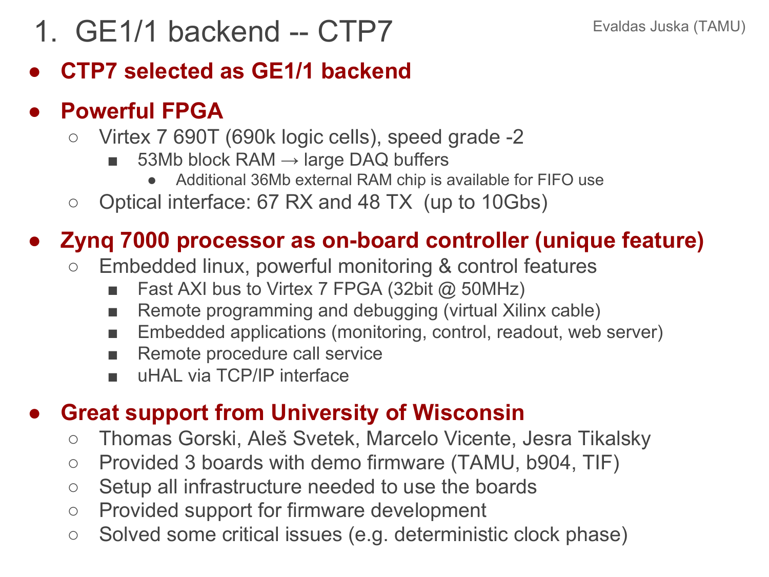# 1. GE1/1 backend -- CTP7

Evaldas Juska (TAMU)

- **CTP7 selected as GE1/1 backend**
- **Powerful FPGA**
  - Virtex 7 690T (690k logic cells), speed grade -2
    - 53Mb block RAM → large DAQ buffers
      - Additional 36Mb external RAM chip is available for FIFO use
  - Optical interface: 67 RX and 48 TX (up to 10Gbs)
- **Zynq 7000 processor as on-board controller (unique feature)**
  - Embedded linux, powerful monitoring & control features
    - Fast AXI bus to Virtex 7 FPGA (32bit @ 50MHz)
    - Remote programming and debugging (virtual Xilinx cable)
    - Embedded applications (monitoring, control, readout, web server)
    - Remote procedure call service
    - uHAL via TCP/IP interface
- **Great support from University of Wisconsin**
  - Thomas Gorski, Aleš Svetek, Marcelo Vicente, Jesra Tikalsky
  - Provided 3 boards with demo firmware (TAMU, b904, TIF)
  - Setup all infrastructure needed to use the boards
  - Provided support for firmware development
  - Solved some critical issues (e.g. deterministic clock phase)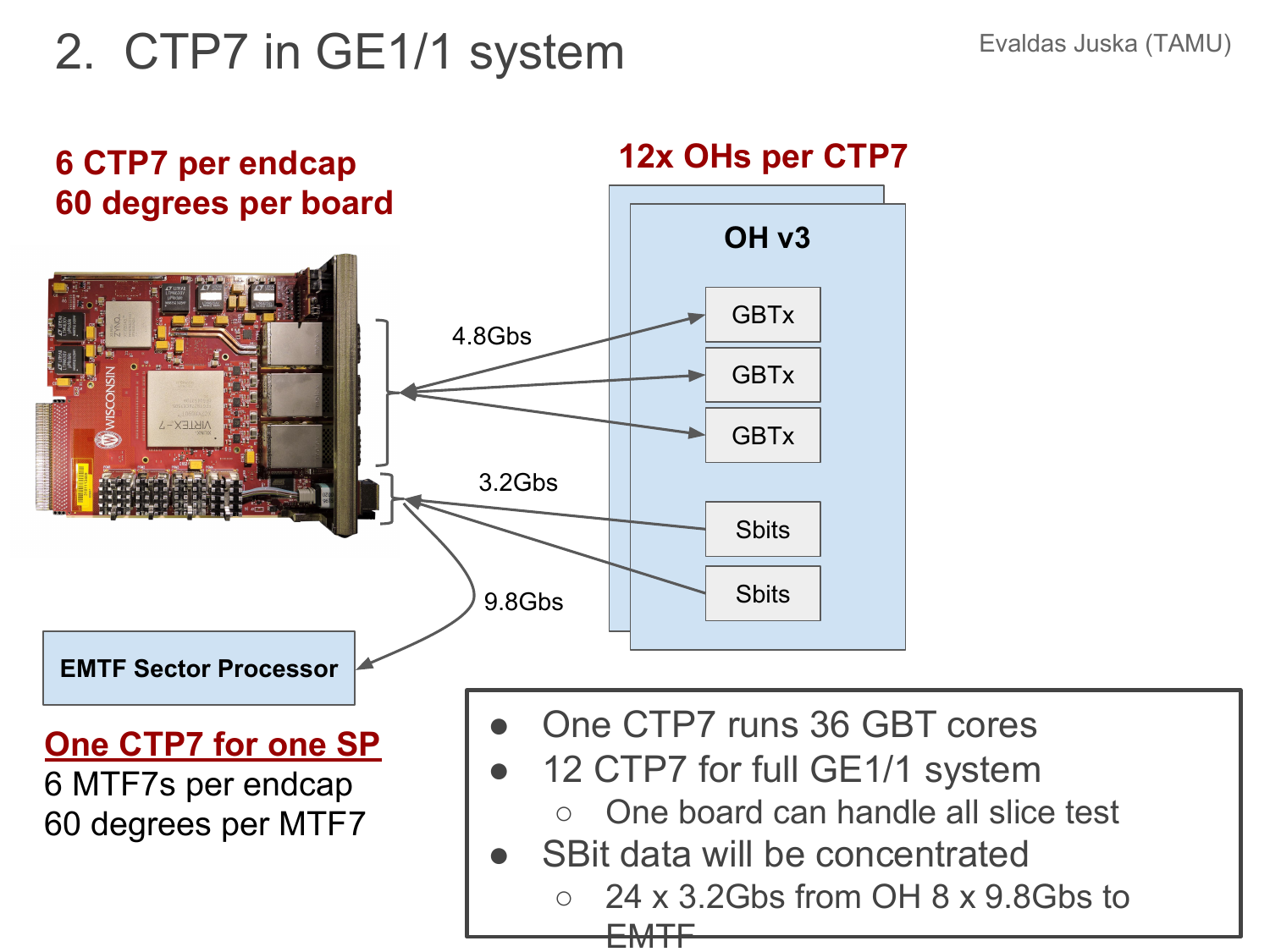# 2. CTP7 in GE1/1 system

Evaldas Juska (TAMU)

**6 CTP7 per endcap**
**60 degrees per board**

**12x OHs per CTP7**

**OH v3**

GBTx

GBTx

GBTx

Sbits

Sbits

4.8Gbs

3.2Gbs

9.8Gbs

**EMTF Sector Processor**

**One CTP7 for one SP**

6 MTF7s per endcap

60 degrees per MTF7

- One CTP7 runs 36 GBT cores
- 12 CTP7 for full GE1/1 system
  - One board can handle all slice test
- SBit data will be concentrated
  - 24 x 3.2Gbs from OH 8 x 9.8Gbs to EMTF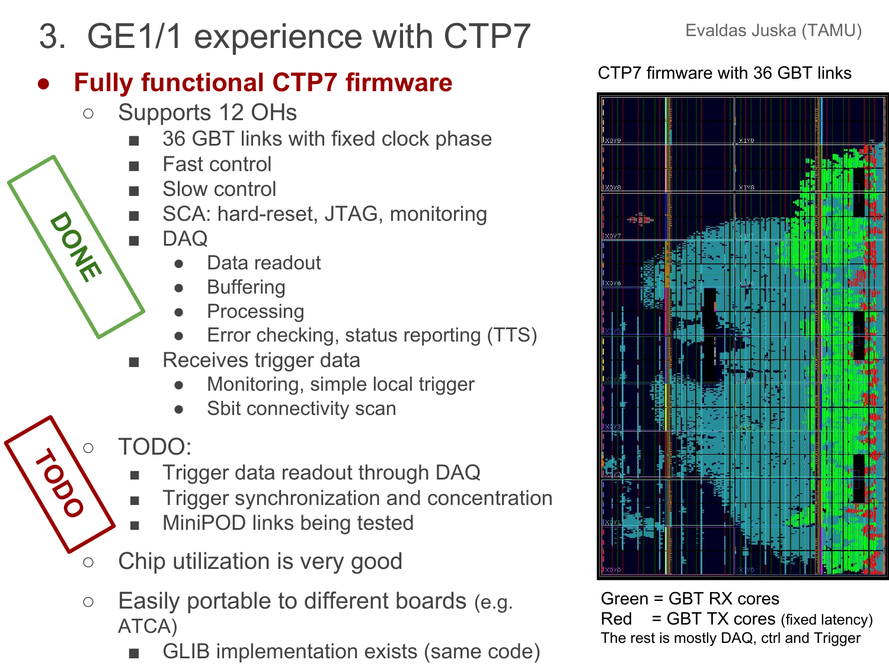# 3. GE1/1 experience with CTP7

Evaldas Juska (TAMU)

- **Fully functional CTP7 firmware**
  - Supports 12 OHs
    - 36 GBT links with fixed clock phase
    - Fast control
    - Slow control
    - SCA: hard-reset, JTAG, monitoring
    - DAQ
      - Data readout
      - Buffering
      - Processing
      - Error checking, status reporting (TTS)
    - Receives trigger data
      - Monitoring, simple local trigger
      - Sbit connectivity scan
  - TODO:
    - Trigger data readout through DAQ
    - Trigger synchronization and concentration
    - MiniPOD links being tested
  - Chip utilization is very good
  - Easily portable to different boards (e.g. ATCA)
    - GLIB implementation exists (same code)

DONE

TODO

CTP7 firmware with 36 GBT links

Green = GBT RX cores
Red = GBT TX cores (fixed latency)
The rest is mostly DAQ, ctrl and Trigger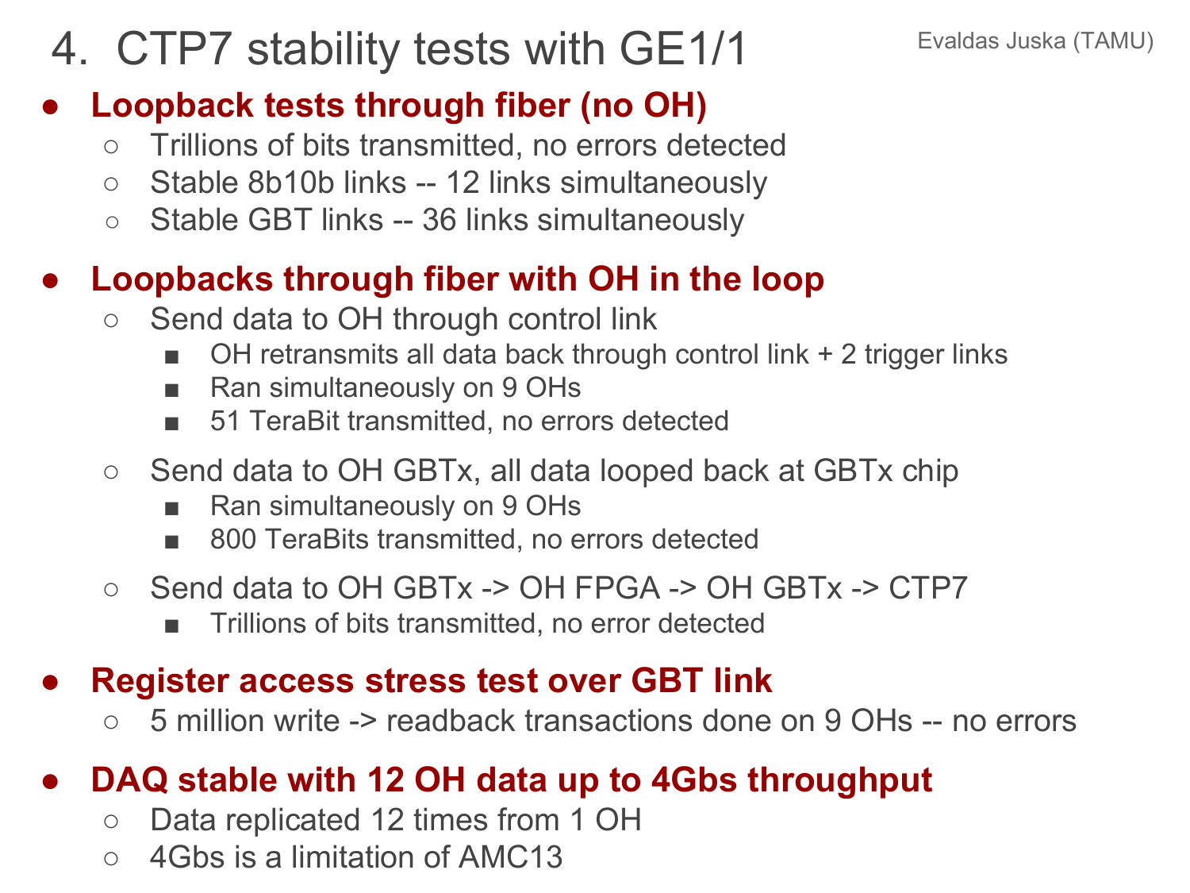# 4. CTP7 stability tests with GE1/1

Evaldas Juska (TAMU)

- **Loopback tests through fiber (no OH)**
  - Trillions of bits transmitted, no errors detected
  - Stable 8b10b links -- 12 links simultaneously
  - Stable GBT links -- 36 links simultaneously
- **Loopbacks through fiber with OH in the loop**
  - Send data to OH through control link
    - OH retransmits all data back through control link + 2 trigger links
    - Ran simultaneously on 9 OHs
    - 51 TeraBit transmitted, no errors detected
  - Send data to OH GBTx, all data looped back at GBTx chip
    - Ran simultaneously on 9 OHs
    - 800 TeraBits transmitted, no errors detected
  - Send data to OH GBTx -> OH FPGA -> OH GBTx -> CTP7
    - Trillions of bits transmitted, no error detected
- **Register access stress test over GBT link**
  - 5 million write -> readback transactions done on 9 OHs -- no errors
- **DAQ stable with 12 OH data up to 4Gbs throughput**
  - Data replicated 12 times from 1 OH
  - 4Gbs is a limitation of AMC13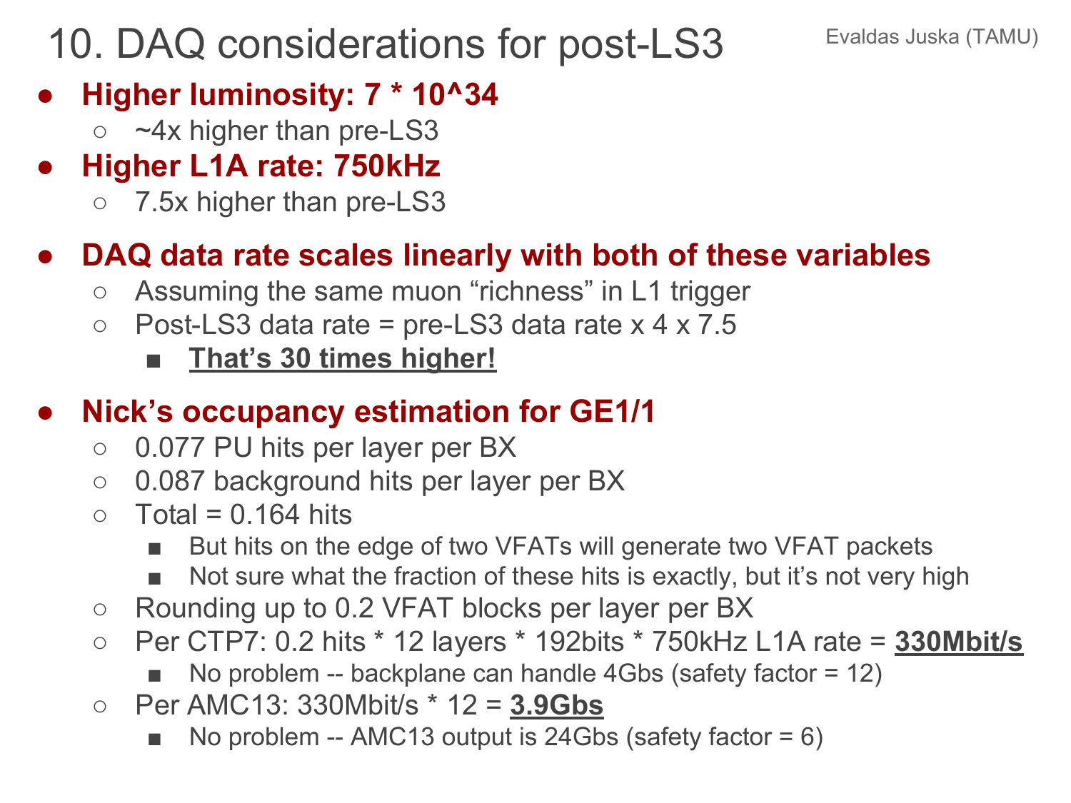# 10. DAQ considerations for post-LS3

Evaldas Juska (TAMU)

- **Higher luminosity: 7 * 10^34**
  - ~4x higher than pre-LS3
- **Higher L1A rate: 750kHz**
  - 7.5x higher than pre-LS3

- **DAQ data rate scales linearly with both of these variables**
  - Assuming the same muon “richness” in L1 trigger
  - Post-LS3 data rate = pre-LS3 data rate x 4 x 7.5
    - **<u>That’s 30 times higher!</u>**

- **Nick’s occupancy estimation for GE1/1**
  - 0.077 PU hits per layer per BX
  - 0.087 background hits per layer per BX
  - Total = 0.164 hits
    - But hits on the edge of two VFATs will generate two VFAT packets
    - Not sure what the fraction of these hits is exactly, but it’s not very high
  - Rounding up to 0.2 VFAT blocks per layer per BX
  - Per CTP7: 0.2 hits * 12 layers * 192bits * 750kHz L1A rate = **<u>330Mbit/s</u>**
    - No problem -- backplane can handle 4Gbs (safety factor = 12)
  - Per AMC13: 330Mbit/s * 12 = **<u>3.9Gbs</u>**
    - No problem -- AMC13 output is 24Gbs (safety factor = 6)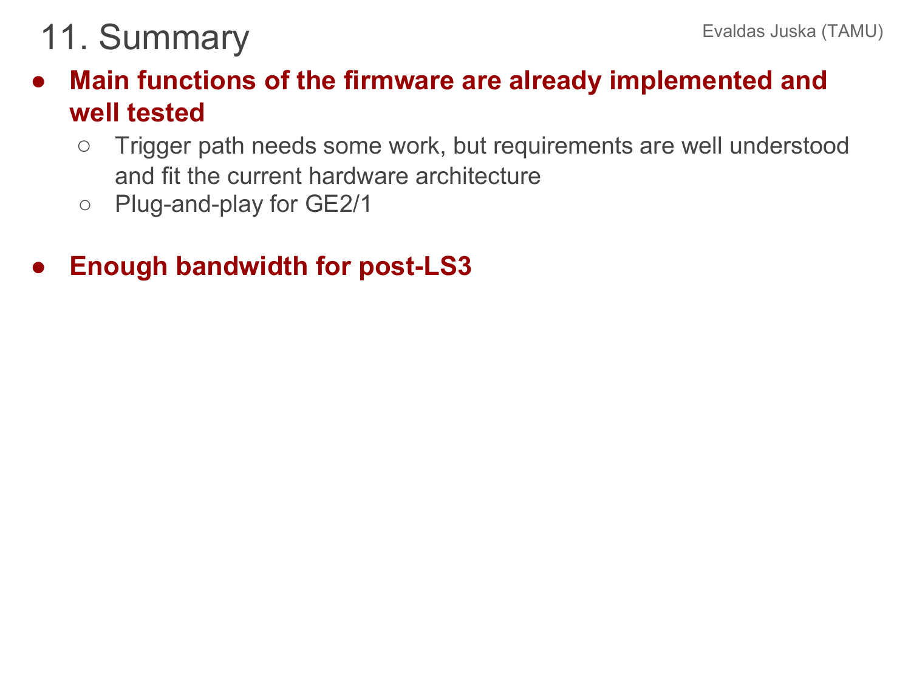# 11. Summary

- **Main functions of the firmware are already implemented and well tested**
  - Trigger path needs some work, but requirements are well understood and fit the current hardware architecture
  - Plug-and-play for GE2/1

- **Enough bandwidth for post-LS3**